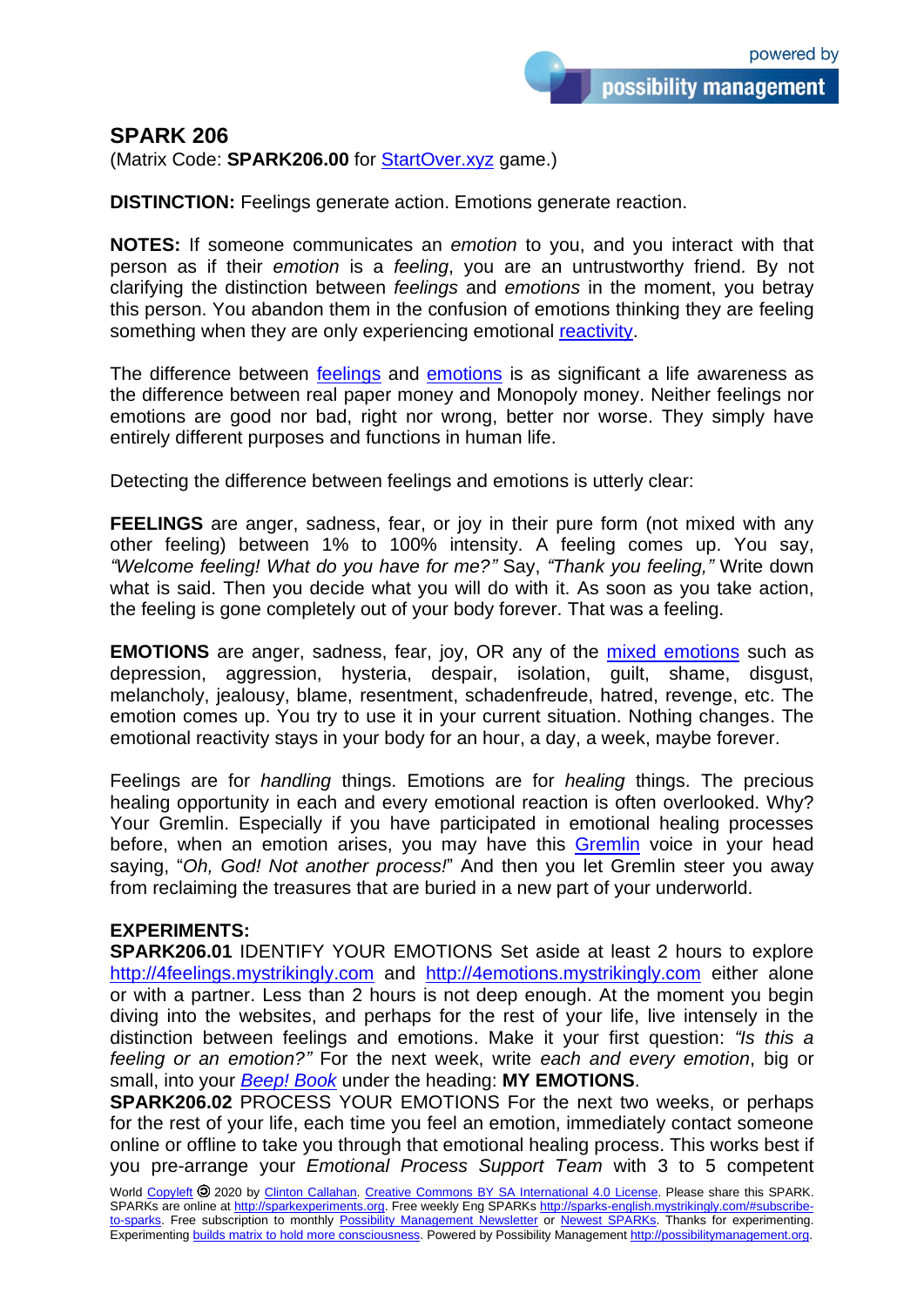## SPARK 206

(Matrix Code: **SPARK206.00** for StartOver.xyz game.)

**DISTINCTION:** Feelings generate action. Emotions generate reaction.

**NOTES:** If someone communicates an *emotion* to you, and you interact with that person as if their *emotion* is a *feeling*, you are an untrustworthy friend. By not clarifying the distinction between *feelings* and *emotions* in the moment, you betray this person. You abandon them in the confusion of emotions thinking they are feeling something when they are only experiencing emotional reactivity.

The difference between feelings and emotions is as significant a life awareness as the difference between real paper money and Monopoly money. Neither feelings nor emotions are good nor bad, right nor wrong, better nor worse. They simply have entirely different purposes and functions in human life.

Detecting the difference between feelings and emotions is utterly clear:

**FEELINGS** are anger, sadness, fear, or joy in their pure form (not mixed with any other feeling) between 1% to 100% intensity. A feeling comes up. You say, *"Welcome feeling! What do you have for me?"* Say, *"Thank you feeling,"* Write down what is said. Then you decide what you will do with it. As soon as you take action, the feeling is gone completely out of your body forever. That was a feeling.

**EMOTIONS** are anger, sadness, fear, joy, OR any of the mixed emotions such as depression, aggression, hysteria, despair, isolation, guilt, shame, disgust, melancholy, jealousy, blame, resentment, schadenfreude, hatred, revenge, etc. The emotion comes up. You try to use it in your current situation. Nothing changes. The emotional reactivity stays in your body for an hour, a day, a week, maybe forever.

Feelings are for *handling* things. Emotions are for *healing* things. The precious healing opportunity in each and every emotional reaction is often overlooked. Why? Your Gremlin. Especially if you have participated in emotional healing processes before, when an emotion arises, you may have this Gremlin voice in your head saying, "*Oh, God! Not another process!*" And then you let Gremlin steer you away from reclaiming the treasures that are buried in a new part of your underworld.

**EXPERIMENTS:**

**SPARK206.01** IDENTIFY YOUR EMOTIONS Set aside at least 2 hours to explore http://4feelings.mystrikingly.com and http://4emotions.mystrikingly.com either alone or with a partner. Less than 2 hours is not deep enough. At the moment you begin diving into the websites, and perhaps for the rest of your life, live intensely in the distinction between feelings and emotions. Make it your first question: *"Is this a feeling or an emotion?"* For the next week, write *each and every emotion*, big or small, into your ***Beep! Book*** under the heading: **MY EMOTIONS**.

**SPARK206.02** PROCESS YOUR EMOTIONS For the next two weeks, or perhaps for the rest of your life, each time you feel an emotion, immediately contact someone online or offline to take you through that emotional healing process. This works best if you pre-arrange your *Emotional Process Support Team* with 3 to 5 competent

World Copyleft 🄯 2020 by Clinton Callahan. Creative Commons BY SA International 4.0 License. Please share this SPARK. SPARKs are online at http://sparkexperiments.org. Free weekly Eng SPARKs http://sparks-english.mystrikingly.com/#subscribe-to-sparks. Free subscription to monthly Possibility Management Newsletter or Newest SPARKs. Thanks for experimenting. Experimenting builds matrix to hold more consciousness. Powered by Possibility Management http://possibilitymanagement.org.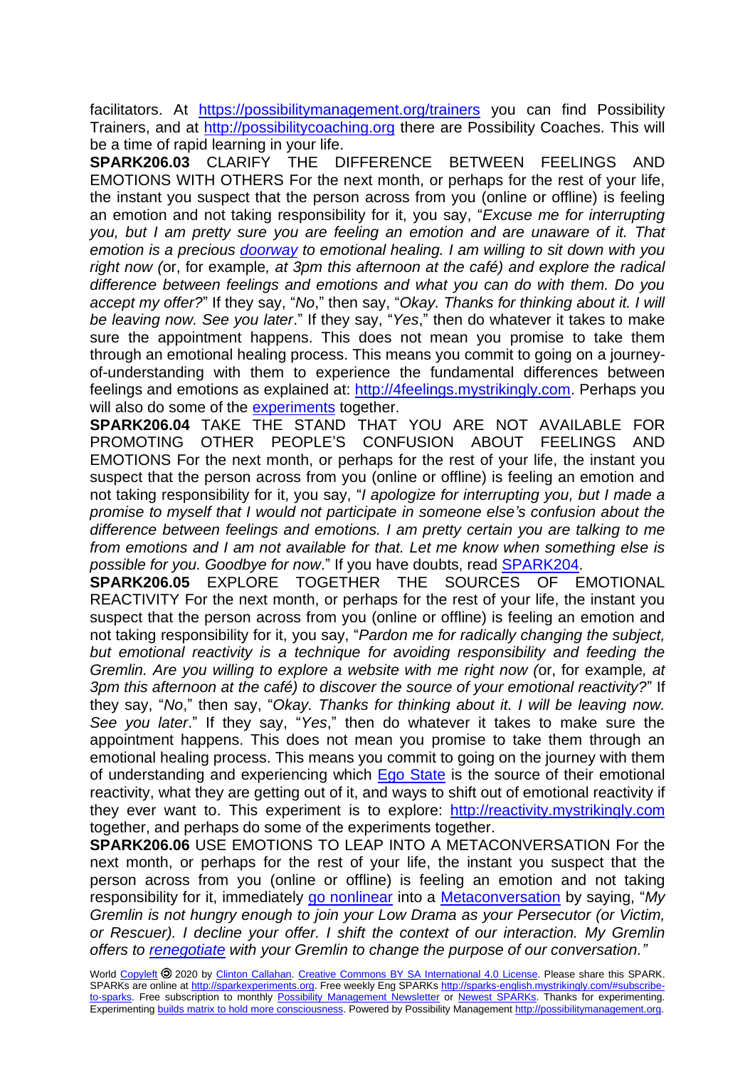facilitators. At https://possibilitymanagement.org/trainers you can find Possibility Trainers, and at http://possibilitycoaching.org there are Possibility Coaches. This will be a time of rapid learning in your life.

**SPARK206.03** CLARIFY THE DIFFERENCE BETWEEN FEELINGS AND EMOTIONS WITH OTHERS For the next month, or perhaps for the rest of your life, the instant you suspect that the person across from you (online or offline) is feeling an emotion and not taking responsibility for it, you say, "*Excuse me for interrupting you, but I am pretty sure you are feeling an emotion and are unaware of it. That emotion is a precious doorway to emotional healing. I am willing to sit down with you right now (*or, for example*, at 3pm this afternoon at the café) and explore the radical difference between feelings and emotions and what you can do with them. Do you accept my offer?*" If they say, "*No*," then say, "*Okay. Thanks for thinking about it. I will be leaving now. See you later*." If they say, "*Yes*," then do whatever it takes to make sure the appointment happens. This does not mean you promise to take them through an emotional healing process. This means you commit to going on a journey-of-understanding with them to experience the fundamental differences between feelings and emotions as explained at: http://4feelings.mystrikingly.com. Perhaps you will also do some of the experiments together.

**SPARK206.04** TAKE THE STAND THAT YOU ARE NOT AVAILABLE FOR PROMOTING OTHER PEOPLE'S CONFUSION ABOUT FEELINGS AND EMOTIONS For the next month, or perhaps for the rest of your life, the instant you suspect that the person across from you (online or offline) is feeling an emotion and not taking responsibility for it, you say, "*I apologize for interrupting you, but I made a promise to myself that I would not participate in someone else's confusion about the difference between feelings and emotions. I am pretty certain you are talking to me from emotions and I am not available for that. Let me know when something else is possible for you. Goodbye for now*." If you have doubts, read SPARK204.

**SPARK206.05** EXPLORE TOGETHER THE SOURCES OF EMOTIONAL REACTIVITY For the next month, or perhaps for the rest of your life, the instant you suspect that the person across from you (online or offline) is feeling an emotion and not taking responsibility for it, you say, "*Pardon me for radically changing the subject, but emotional reactivity is a technique for avoiding responsibility and feeding the Gremlin. Are you willing to explore a website with me right now (*or, for example*, at 3pm this afternoon at the café) to discover the source of your emotional reactivity?*" If they say, "*No*," then say, "*Okay. Thanks for thinking about it. I will be leaving now. See you later*." If they say, "*Yes*," then do whatever it takes to make sure the appointment happens. This does not mean you promise to take them through an emotional healing process. This means you commit to going on the journey with them of understanding and experiencing which Ego State is the source of their emotional reactivity, what they are getting out of it, and ways to shift out of emotional reactivity if they ever want to. This experiment is to explore: http://reactivity.mystrikingly.com together, and perhaps do some of the experiments together.

**SPARK206.06** USE EMOTIONS TO LEAP INTO A METACONVERSATION For the next month, or perhaps for the rest of your life, the instant you suspect that the person across from you (online or offline) is feeling an emotion and not taking responsibility for it, immediately go nonlinear into a Metaconversation by saying, "*My Gremlin is not hungry enough to join your Low Drama as your Persecutor (or Victim, or Rescuer). I decline your offer. I shift the context of our interaction. My Gremlin offers to renegotiate with your Gremlin to change the purpose of our conversation.*"

World Copyleft 🄯 2020 by Clinton Callahan. Creative Commons BY SA International 4.0 License. Please share this SPARK. SPARKs are online at http://sparkexperiments.org. Free weekly Eng SPARKs http://sparks-english.mystrikingly.com/#subscribe-to-sparks. Free subscription to monthly Possibility Management Newsletter or Newest SPARKs. Thanks for experimenting. Experimenting builds matrix to hold more consciousness. Powered by Possibility Management http://possibilitymanagement.org.